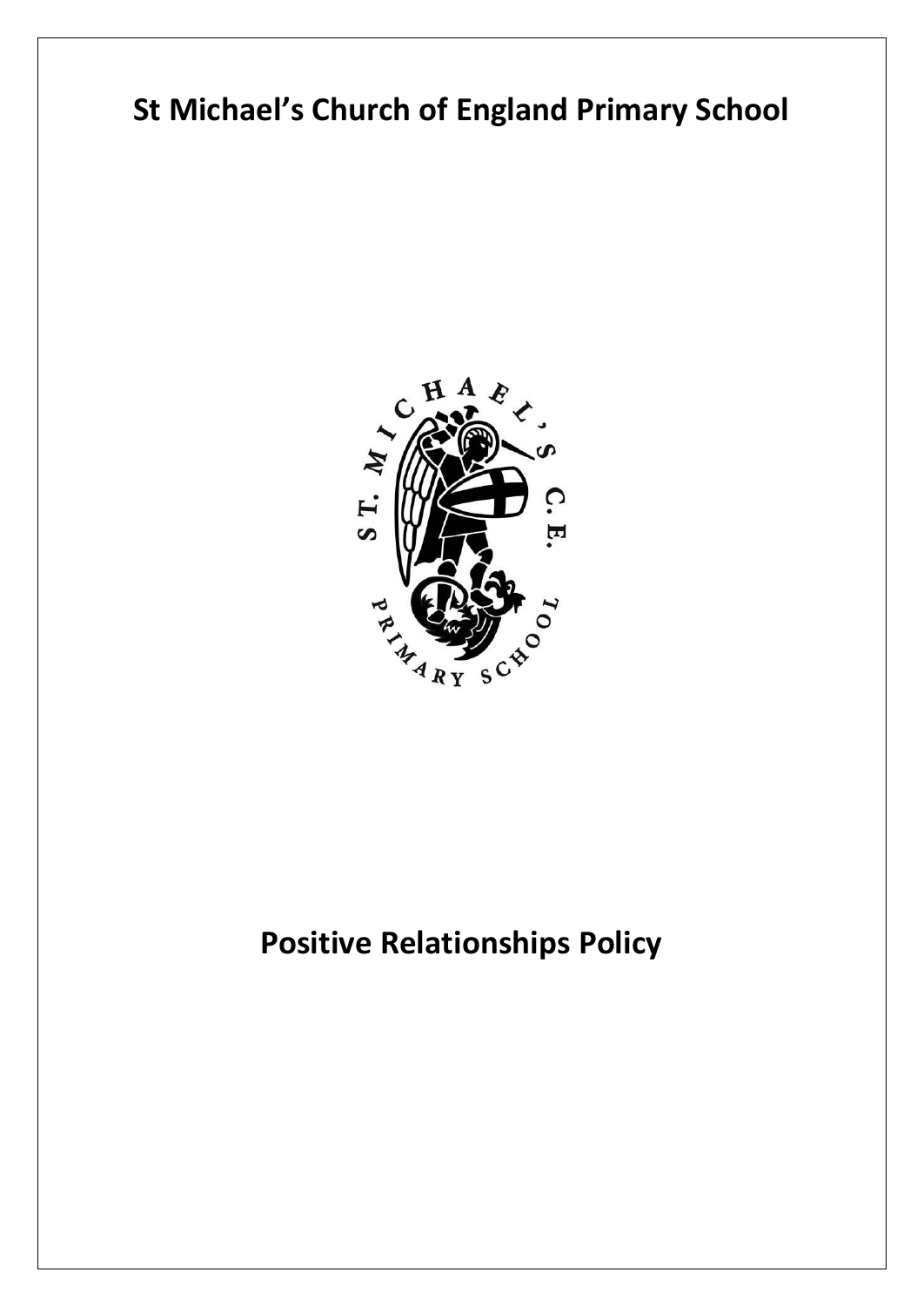# St Michael's Church of England Primary School

# Positive Relationships Policy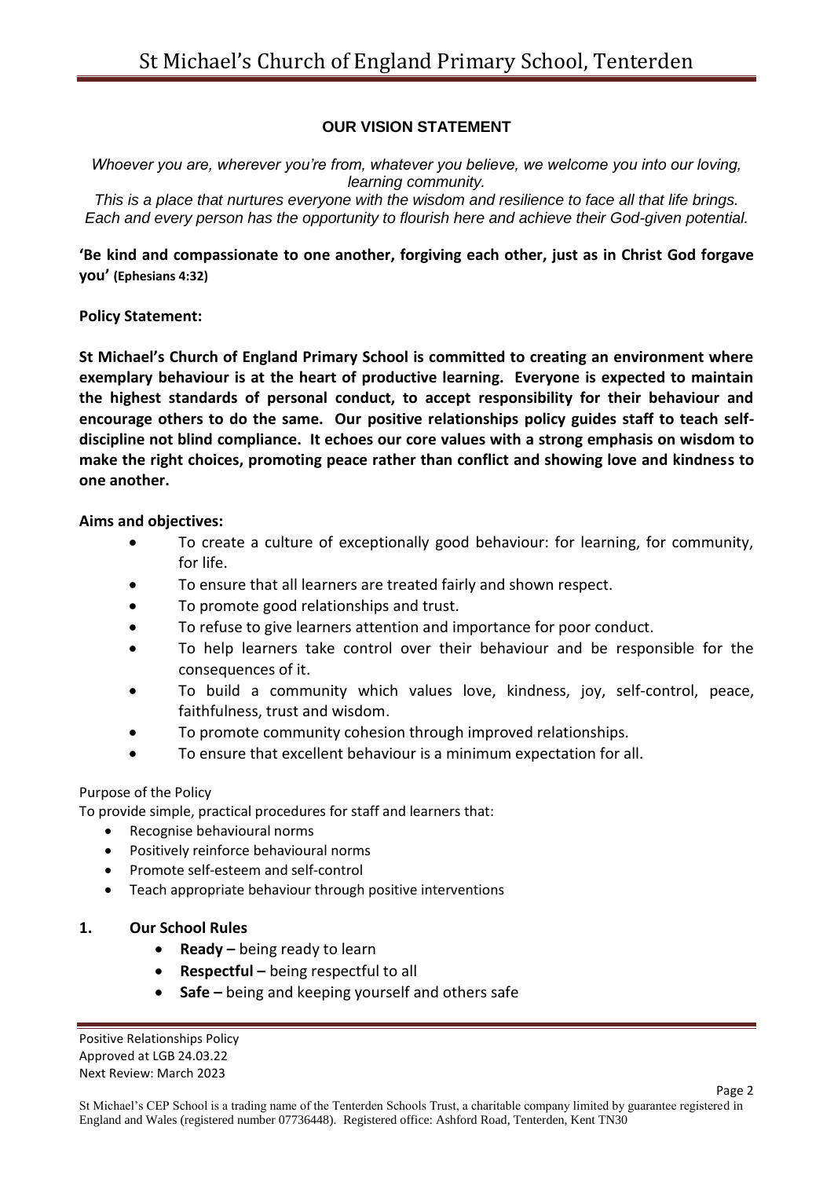**OUR VISION STATEMENT**

*Whoever you are, wherever you're from, whatever you believe, we welcome you into our loving, learning community.*
*This is a place that nurtures everyone with the wisdom and resilience to face all that life brings. Each and every person has the opportunity to flourish here and achieve their God-given potential.*

**'Be kind and compassionate to one another, forgiving each other, just as in Christ God forgave you' (Ephesians 4:32)**

**Policy Statement:**

**St Michael's Church of England Primary School is committed to creating an environment where exemplary behaviour is at the heart of productive learning. Everyone is expected to maintain the highest standards of personal conduct, to accept responsibility for their behaviour and encourage others to do the same. Our positive relationships policy guides staff to teach self-discipline not blind compliance. It echoes our core values with a strong emphasis on wisdom to make the right choices, promoting peace rather than conflict and showing love and kindness to one another.**

**Aims and objectives:**

- To create a culture of exceptionally good behaviour: for learning, for community, for life.
- To ensure that all learners are treated fairly and shown respect.
- To promote good relationships and trust.
- To refuse to give learners attention and importance for poor conduct.
- To help learners take control over their behaviour and be responsible for the consequences of it.
- To build a community which values love, kindness, joy, self-control, peace, faithfulness, trust and wisdom.
- To promote community cohesion through improved relationships.
- To ensure that excellent behaviour is a minimum expectation for all.

Purpose of the Policy

To provide simple, practical procedures for staff and learners that:

- Recognise behavioural norms
- Positively reinforce behavioural norms
- Promote self-esteem and self-control
- Teach appropriate behaviour through positive interventions

## 1. Our School Rules

- **Ready –** being ready to learn
- **Respectful –** being respectful to all
- **Safe –** being and keeping yourself and others safe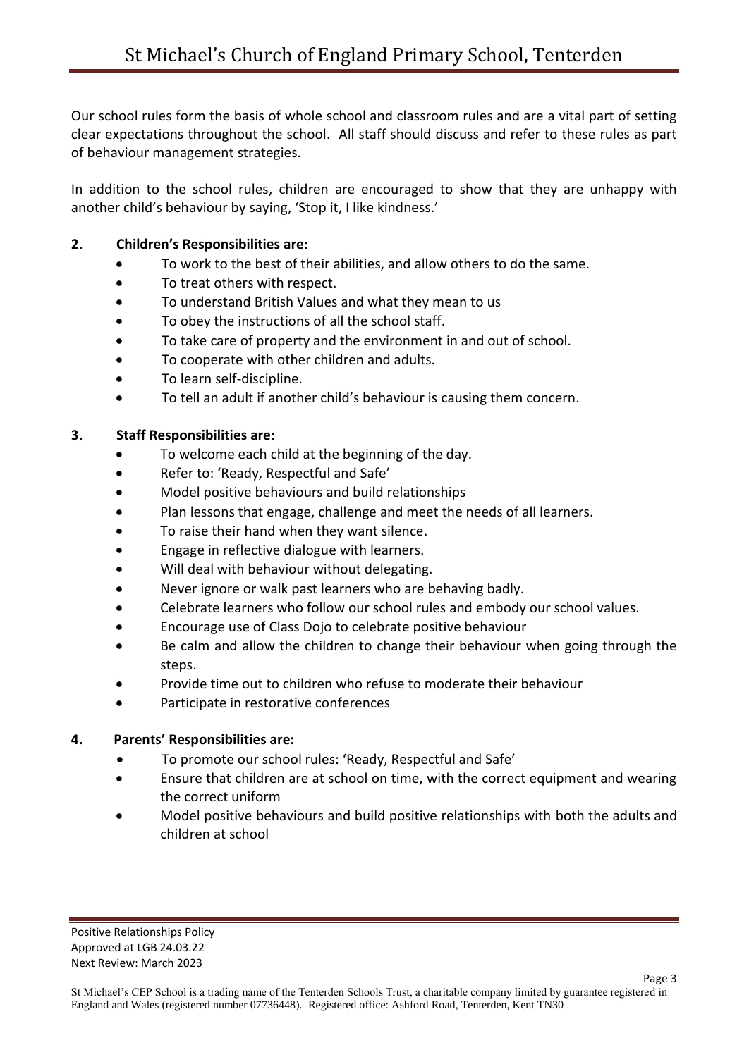Our school rules form the basis of whole school and classroom rules and are a vital part of setting clear expectations throughout the school. All staff should discuss and refer to these rules as part of behaviour management strategies.

In addition to the school rules, children are encouraged to show that they are unhappy with another child's behaviour by saying, 'Stop it, I like kindness.'

**2. Children's Responsibilities are:**

- To work to the best of their abilities, and allow others to do the same.
- To treat others with respect.
- To understand British Values and what they mean to us
- To obey the instructions of all the school staff.
- To take care of property and the environment in and out of school.
- To cooperate with other children and adults.
- To learn self-discipline.
- To tell an adult if another child's behaviour is causing them concern.

**3. Staff Responsibilities are:**

- To welcome each child at the beginning of the day.
- Refer to: 'Ready, Respectful and Safe'
- Model positive behaviours and build relationships
- Plan lessons that engage, challenge and meet the needs of all learners.
- To raise their hand when they want silence.
- Engage in reflective dialogue with learners.
- Will deal with behaviour without delegating.
- Never ignore or walk past learners who are behaving badly.
- Celebrate learners who follow our school rules and embody our school values.
- Encourage use of Class Dojo to celebrate positive behaviour
- Be calm and allow the children to change their behaviour when going through the steps.
- Provide time out to children who refuse to moderate their behaviour
- Participate in restorative conferences

**4. Parents' Responsibilities are:**

- To promote our school rules: 'Ready, Respectful and Safe'
- Ensure that children are at school on time, with the correct equipment and wearing the correct uniform
- Model positive behaviours and build positive relationships with both the adults and children at school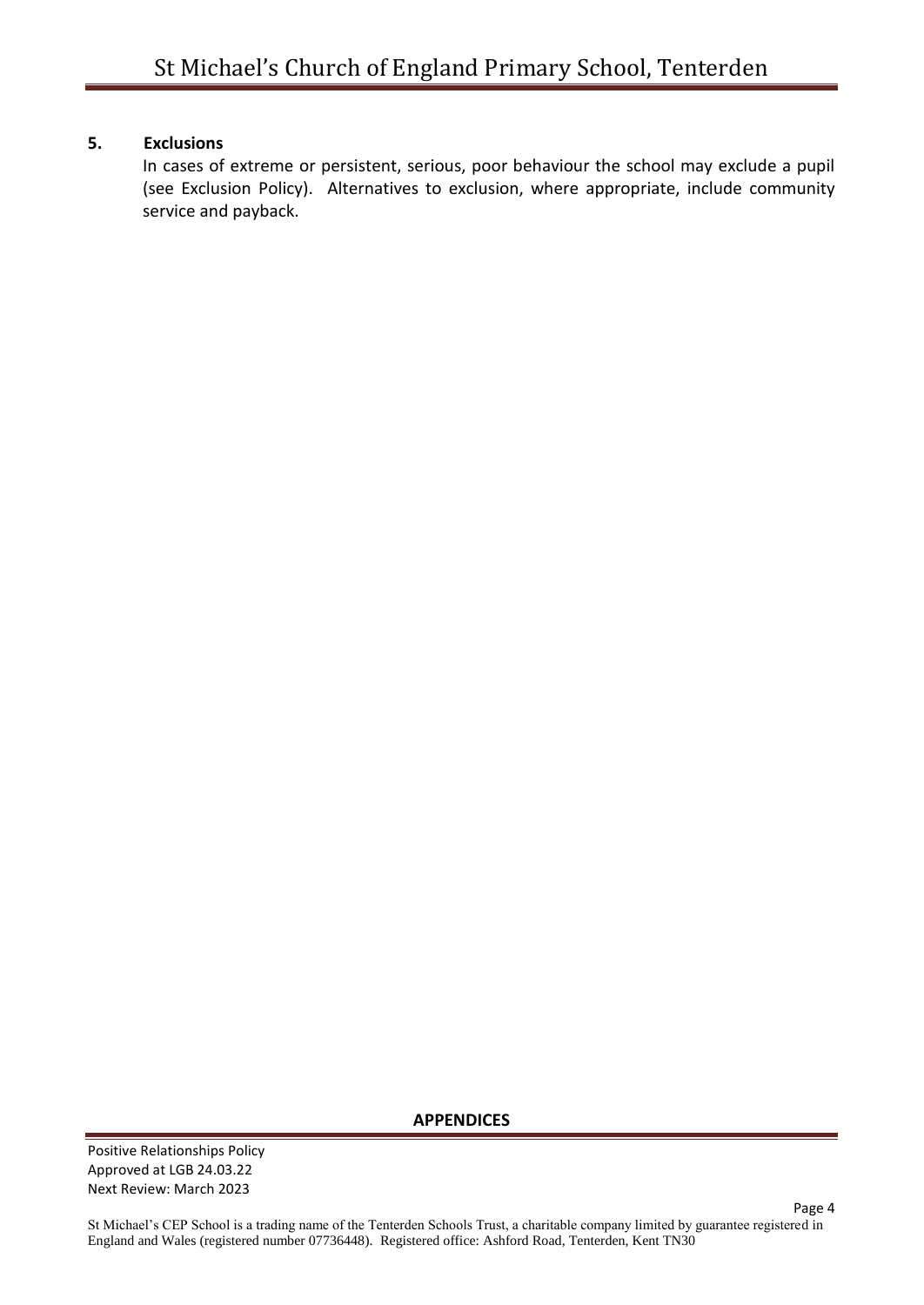## 5. Exclusions

In cases of extreme or persistent, serious, poor behaviour the school may exclude a pupil (see Exclusion Policy). Alternatives to exclusion, where appropriate, include community service and payback.

**APPENDICES**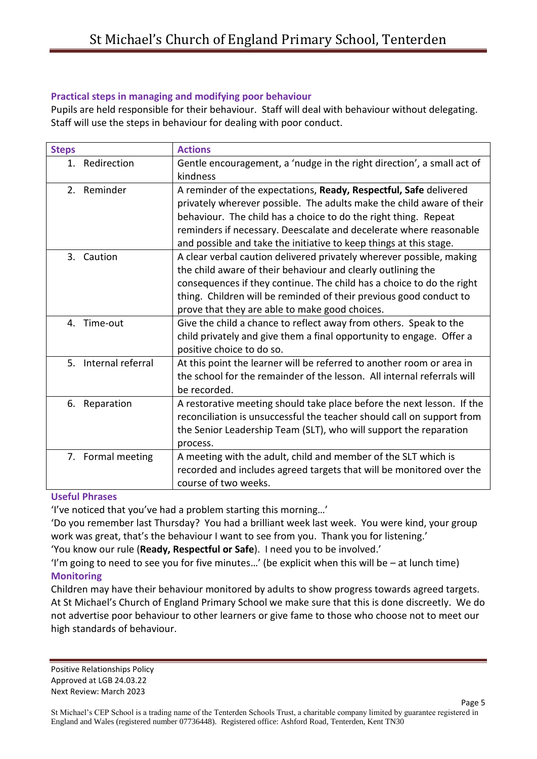### Practical steps in managing and modifying poor behaviour

Pupils are held responsible for their behaviour. Staff will deal with behaviour without delegating. Staff will use the steps in behaviour for dealing with poor conduct.

| Steps | Actions |
|---|---|
| 1. Redirection | Gentle encouragement, a 'nudge in the right direction', a small act of kindness |
| 2. Reminder | A reminder of the expectations, **Ready, Respectful, Safe** delivered privately wherever possible. The adults make the child aware of their behaviour. The child has a choice to do the right thing. Repeat reminders if necessary. Deescalate and decelerate where reasonable and possible and take the initiative to keep things at this stage. |
| 3. Caution | A clear verbal caution delivered privately wherever possible, making the child aware of their behaviour and clearly outlining the consequences if they continue. The child has a choice to do the right thing. Children will be reminded of their previous good conduct to prove that they are able to make good choices. |
| 4. Time-out | Give the child a chance to reflect away from others. Speak to the child privately and give them a final opportunity to engage. Offer a positive choice to do so. |
| 5. Internal referral | At this point the learner will be referred to another room or area in the school for the remainder of the lesson. All internal referrals will be recorded. |
| 6. Reparation | A restorative meeting should take place before the next lesson. If the reconciliation is unsuccessful the teacher should call on support from the Senior Leadership Team (SLT), who will support the reparation process. |
| 7. Formal meeting | A meeting with the adult, child and member of the SLT which is recorded and includes agreed targets that will be monitored over the course of two weeks. |

### Useful Phrases

'I've noticed that you've had a problem starting this morning…'

'Do you remember last Thursday? You had a brilliant week last week. You were kind, your group work was great, that's the behaviour I want to see from you. Thank you for listening.'

'You know our rule (**Ready, Respectful or Safe**). I need you to be involved.'

'I'm going to need to see you for five minutes…' (be explicit when this will be – at lunch time)

### Monitoring

Children may have their behaviour monitored by adults to show progress towards agreed targets. At St Michael's Church of England Primary School we make sure that this is done discreetly. We do not advertise poor behaviour to other learners or give fame to those who choose not to meet our high standards of behaviour.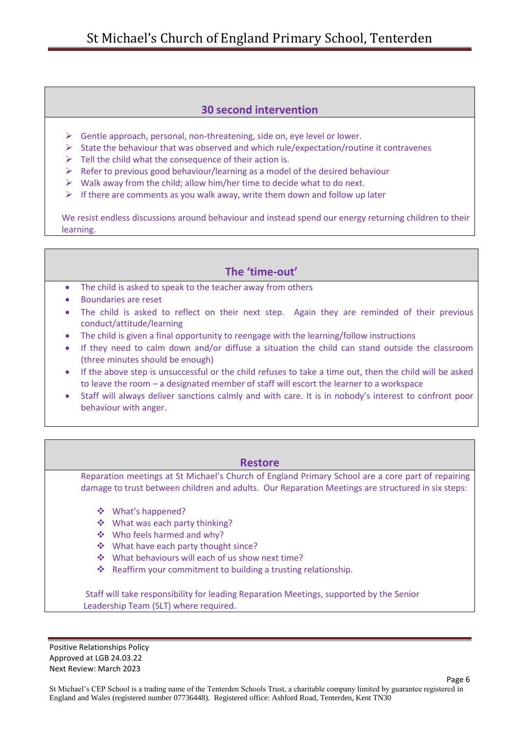## 30 second intervention

- Gentle approach, personal, non-threatening, side on, eye level or lower.
- State the behaviour that was observed and which rule/expectation/routine it contravenes
- Tell the child what the consequence of their action is.
- Refer to previous good behaviour/learning as a model of the desired behaviour
- Walk away from the child; allow him/her time to decide what to do next.
- If there are comments as you walk away, write them down and follow up later

We resist endless discussions around behaviour and instead spend our energy returning children to their learning.

## The 'time-out'

- The child is asked to speak to the teacher away from others
- Boundaries are reset
- The child is asked to reflect on their next step. Again they are reminded of their previous conduct/attitude/learning
- The child is given a final opportunity to reengage with the learning/follow instructions
- If they need to calm down and/or diffuse a situation the child can stand outside the classroom (three minutes should be enough)
- If the above step is unsuccessful or the child refuses to take a time out, then the child will be asked to leave the room – a designated member of staff will escort the learner to a workspace
- Staff will always deliver sanctions calmly and with care. It is in nobody's interest to confront poor behaviour with anger.

## Restore

Reparation meetings at St Michael's Church of England Primary School are a core part of repairing damage to trust between children and adults. Our Reparation Meetings are structured in six steps:

- What's happened?
- What was each party thinking?
- Who feels harmed and why?
- What have each party thought since?
- What behaviours will each of us show next time?
- Reaffirm your commitment to building a trusting relationship.

Staff will take responsibility for leading Reparation Meetings, supported by the Senior Leadership Team (SLT) where required.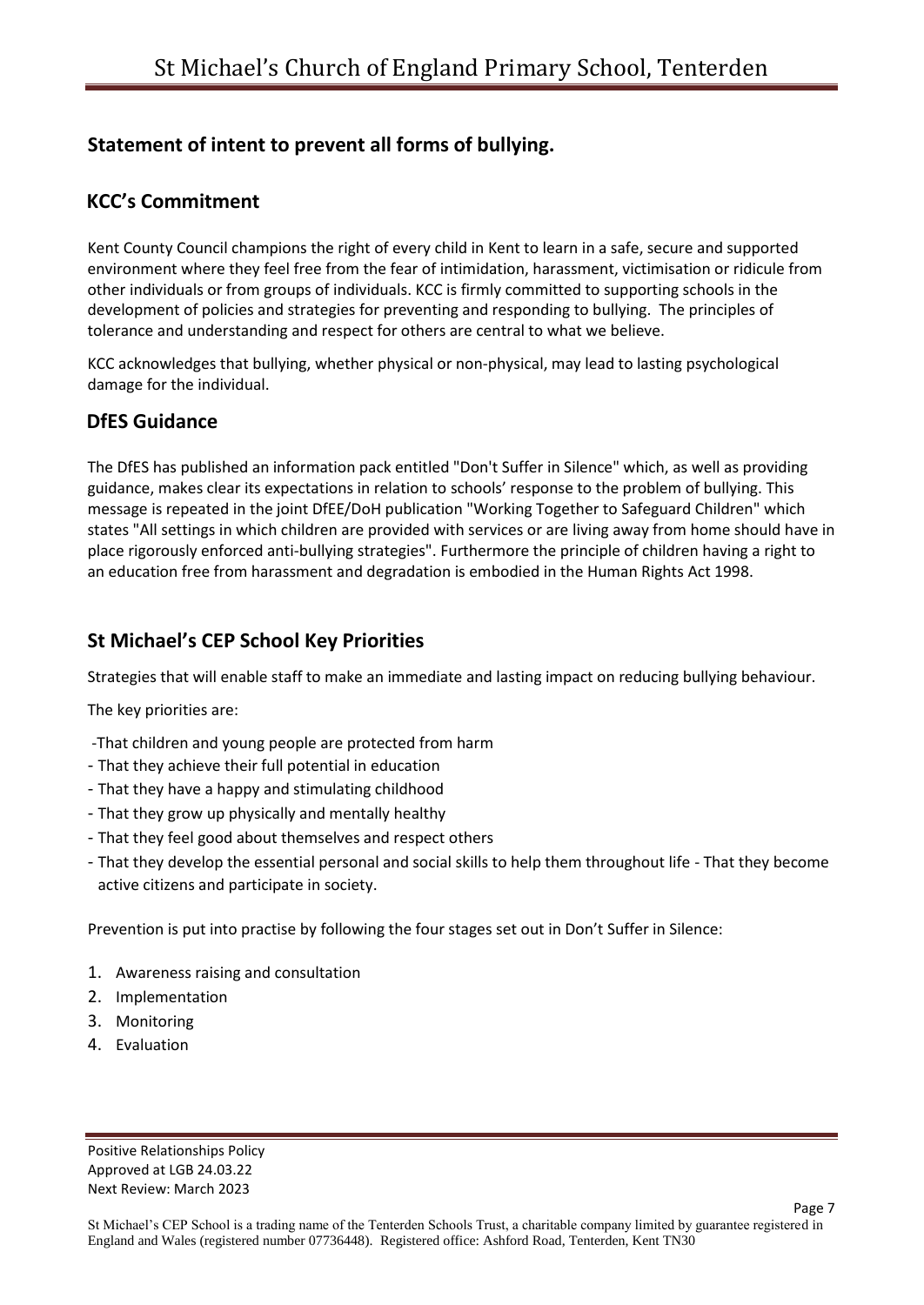## Statement of intent to prevent all forms of bullying.

### KCC's Commitment

Kent County Council champions the right of every child in Kent to learn in a safe, secure and supported environment where they feel free from the fear of intimidation, harassment, victimisation or ridicule from other individuals or from groups of individuals. KCC is firmly committed to supporting schools in the development of policies and strategies for preventing and responding to bullying. The principles of tolerance and understanding and respect for others are central to what we believe.

KCC acknowledges that bullying, whether physical or non-physical, may lead to lasting psychological damage for the individual.

### DfES Guidance

The DfES has published an information pack entitled "Don't Suffer in Silence" which, as well as providing guidance, makes clear its expectations in relation to schools' response to the problem of bullying. This message is repeated in the joint DfEE/DoH publication "Working Together to Safeguard Children" which states "All settings in which children are provided with services or are living away from home should have in place rigorously enforced anti-bullying strategies". Furthermore the principle of children having a right to an education free from harassment and degradation is embodied in the Human Rights Act 1998.

## St Michael's CEP School Key Priorities

Strategies that will enable staff to make an immediate and lasting impact on reducing bullying behaviour.

The key priorities are:

- That children and young people are protected from harm
- That they achieve their full potential in education
- That they have a happy and stimulating childhood
- That they grow up physically and mentally healthy
- That they feel good about themselves and respect others
- That they develop the essential personal and social skills to help them throughout life - That they become active citizens and participate in society.

Prevention is put into practise by following the four stages set out in Don't Suffer in Silence:

1. Awareness raising and consultation
2. Implementation
3. Monitoring
4. Evaluation

Positive Relationships Policy
Approved at LGB 24.03.22
Next Review: March 2023

St Michael's CEP School is a trading name of the Tenterden Schools Trust, a charitable company limited by guarantee registered in England and Wales (registered number 07736448). Registered office: Ashford Road, Tenterden, Kent TN30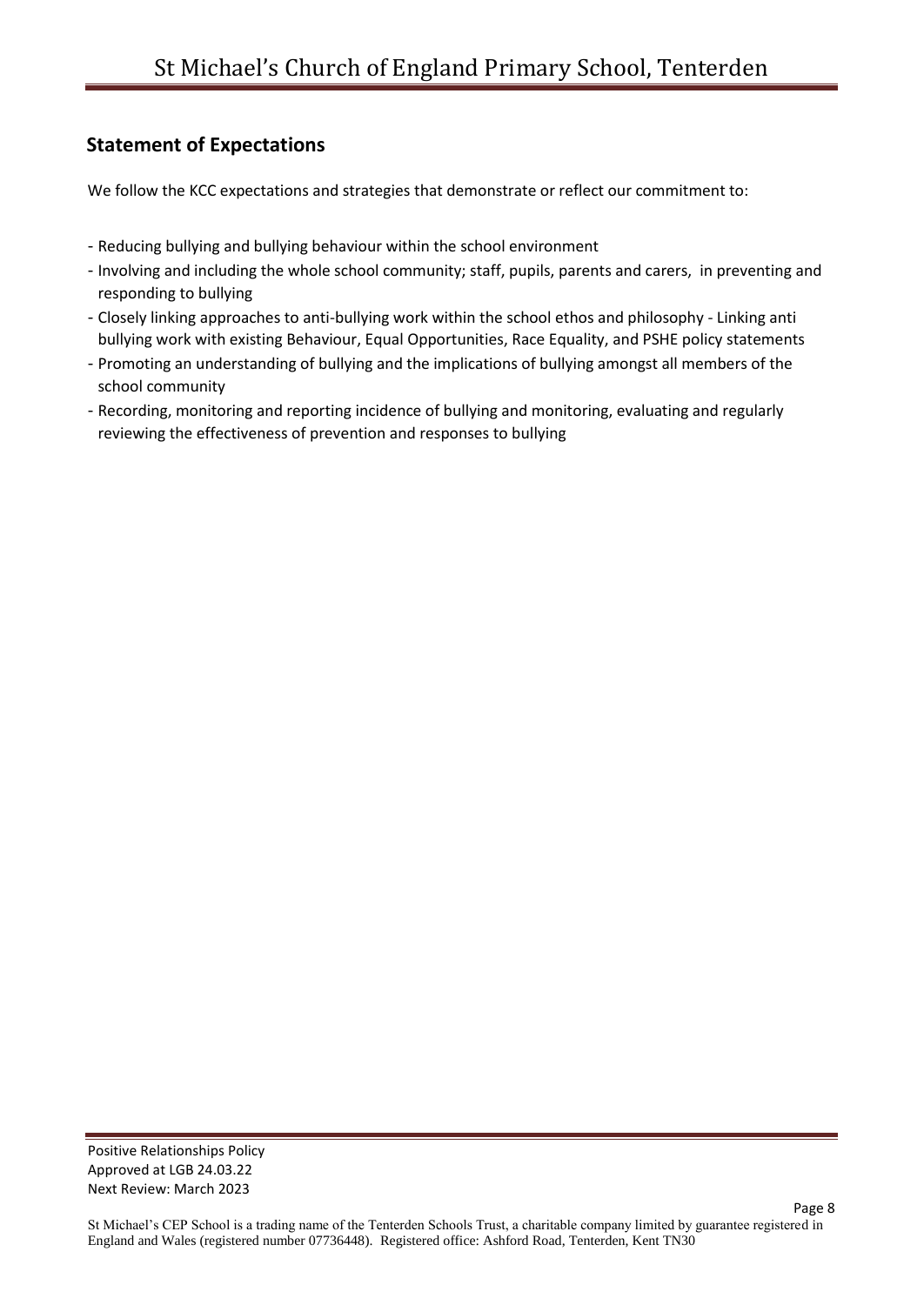## Statement of Expectations

We follow the KCC expectations and strategies that demonstrate or reflect our commitment to:

- Reducing bullying and bullying behaviour within the school environment
- Involving and including the whole school community; staff, pupils, parents and carers, in preventing and responding to bullying
- Closely linking approaches to anti-bullying work within the school ethos and philosophy - Linking anti bullying work with existing Behaviour, Equal Opportunities, Race Equality, and PSHE policy statements
- Promoting an understanding of bullying and the implications of bullying amongst all members of the school community
- Recording, monitoring and reporting incidence of bullying and monitoring, evaluating and regularly reviewing the effectiveness of prevention and responses to bullying